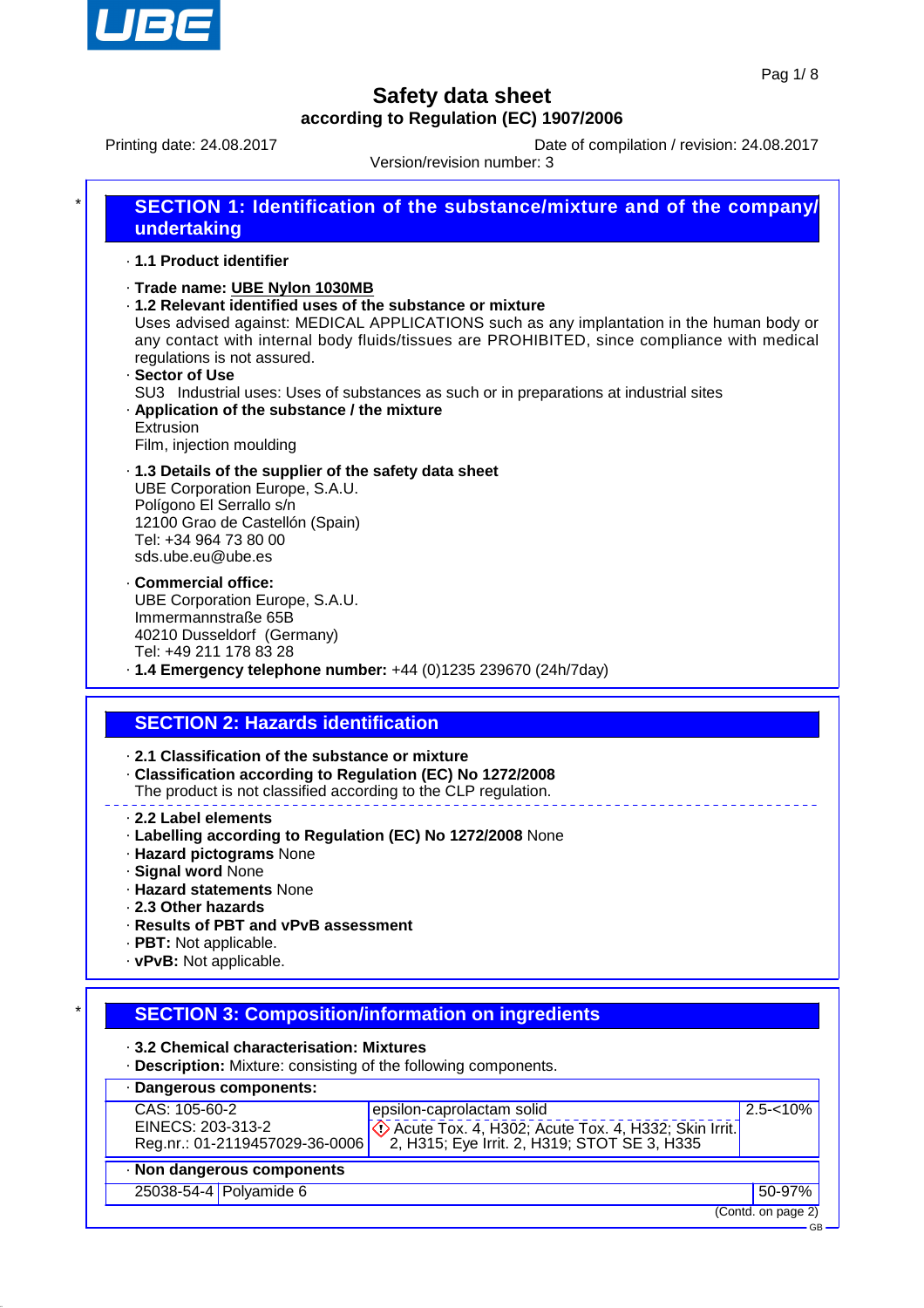# Safety data sheet

**according to Regulation (EC) 1907/2006**

Printing date: 24.08.2017 | Date of compilation / revision: 24.08.2017

Version/revision number: 3

## SECTION 1: Identification of the substance/mixture and of the company/ undertaking

· **1.1 Product identifier**

· **Trade name: UBE Nylon 1030MB**

· **1.2 Relevant identified uses of the substance or mixture**

Uses advised against: MEDICAL APPLICATIONS such as any implantation in the human body or any contact with internal body fluids/tissues are PROHIBITED, since compliance with medical regulations is not assured.

· **Sector of Use**

SU3 Industrial uses: Uses of substances as such or in preparations at industrial sites

· **Application of the substance / the mixture**

Extrusion

Film, injection moulding

· **1.3 Details of the supplier of the safety data sheet**

UBE Corporation Europe, S.A.U.
Polígono El Serrallo s/n
12100 Grao de Castellón (Spain)
Tel: +34 964 73 80 00
sds.ube.eu@ube.es

· **Commercial office:**

UBE Corporation Europe, S.A.U.
Immermannstraße 65B
40210 Dusseldorf (Germany)
Tel: +49 211 178 83 28

· **1.4 Emergency telephone number:** +44 (0)1235 239670 (24h/7day)

## SECTION 2: Hazards identification

· **2.1 Classification of the substance or mixture**

· **Classification according to Regulation (EC) No 1272/2008**

The product is not classified according to the CLP regulation.

· **2.2 Label elements**

· **Labelling according to Regulation (EC) No 1272/2008** None

· **Hazard pictograms** None

· **Signal word** None

· **Hazard statements** None

· **2.3 Other hazards**

· **Results of PBT and vPvB assessment**

· **PBT:** Not applicable.

· **vPvB:** Not applicable.

## SECTION 3: Composition/information on ingredients

· **3.2 Chemical characterisation: Mixtures**

· **Description:** Mixture: consisting of the following components.

· **Dangerous components:**

| Identifiers | Name / Classification | Content |
|---|---|---|
| CAS: 105-60-2<br>EINECS: 203-313-2<br>Reg.nr.: 01-2119457029-36-0006 | epsilon-caprolactam solid<br>Acute Tox. 4, H302; Acute Tox. 4, H332; Skin Irrit. 2, H315; Eye Irrit. 2, H319; STOT SE 3, H335 | 2.5-<10% |

· **Non dangerous components**

| CAS | Name | Content |
|---|---|---|
| 25038-54-4 | Polyamide 6 | 50-97% |

(Contd. on page 2)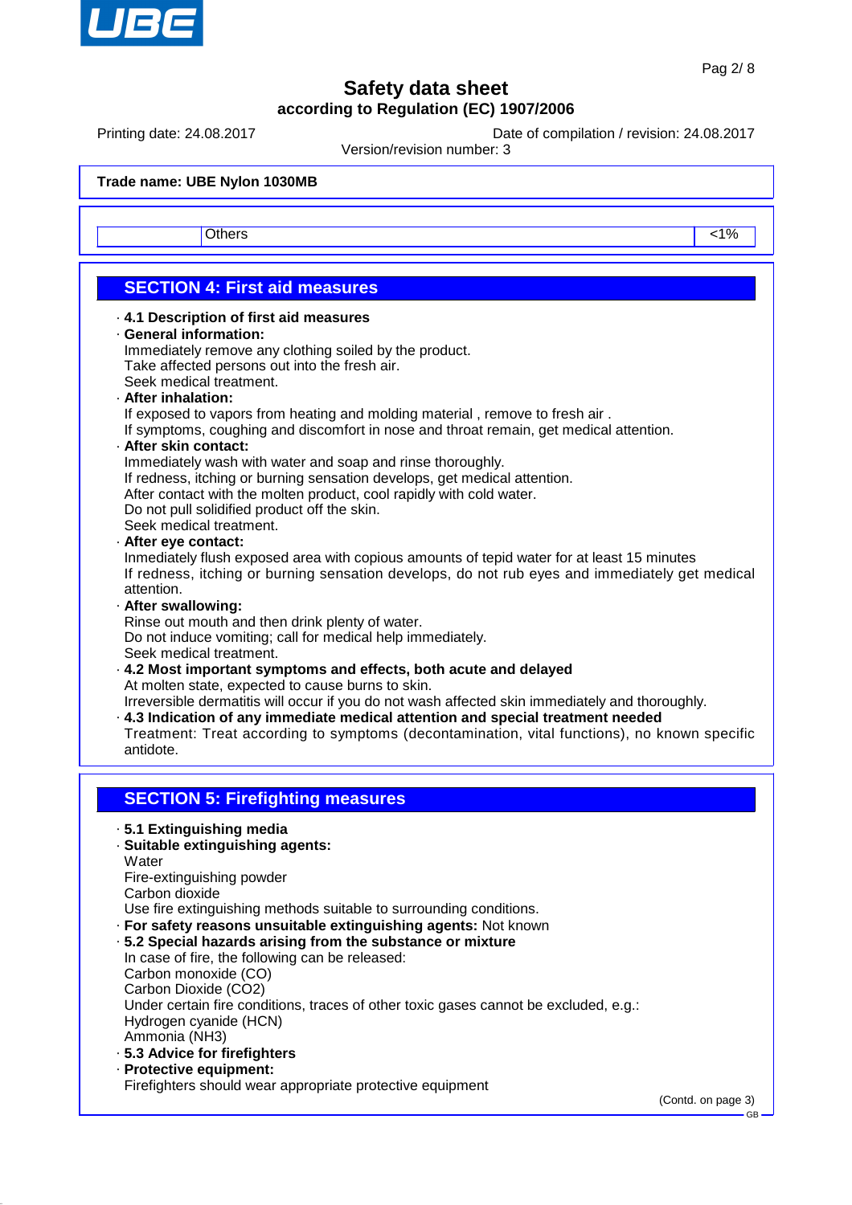Safety data sheet
according to Regulation (EC) 1907/2006

Printing date: 24.08.2017 | Date of compilation / revision: 24.08.2017
Version/revision number: 3

**Trade name: UBE Nylon 1030MB**

| | Others | <1% |
|---|---|---|

## SECTION 4: First aid measures

· **4.1 Description of first aid measures**
· **General information:**
Immediately remove any clothing soiled by the product.
Take affected persons out into the fresh air.
Seek medical treatment.
· **After inhalation:**
If exposed to vapors from heating and molding material , remove to fresh air .
If symptoms, coughing and discomfort in nose and throat remain, get medical attention.
· **After skin contact:**
Immediately wash with water and soap and rinse thoroughly.
If redness, itching or burning sensation develops, get medical attention.
After contact with the molten product, cool rapidly with cold water.
Do not pull solidified product off the skin.
Seek medical treatment.
· **After eye contact:**
Inmediately flush exposed area with copious amounts of tepid water for at least 15 minutes
If redness, itching or burning sensation develops, do not rub eyes and immediately get medical attention.
· **After swallowing:**
Rinse out mouth and then drink plenty of water.
Do not induce vomiting; call for medical help immediately.
Seek medical treatment.
· **4.2 Most important symptoms and effects, both acute and delayed**
At molten state, expected to cause burns to skin.
Irreversible dermatitis will occur if you do not wash affected skin immediately and thoroughly.
· **4.3 Indication of any immediate medical attention and special treatment needed**
Treatment: Treat according to symptoms (decontamination, vital functions), no known specific antidote.

## SECTION 5: Firefighting measures

· **5.1 Extinguishing media**
· **Suitable extinguishing agents:**
Water
Fire-extinguishing powder
Carbon dioxide
Use fire extinguishing methods suitable to surrounding conditions.
· **For safety reasons unsuitable extinguishing agents:** Not known
· **5.2 Special hazards arising from the substance or mixture**
In case of fire, the following can be released:
Carbon monoxide (CO)
Carbon Dioxide ($CO_2$)
Under certain fire conditions, traces of other toxic gases cannot be excluded, e.g.:
Hydrogen cyanide (HCN)
Ammonia ($NH_3$)
· **5.3 Advice for firefighters**
· **Protective equipment:**
Firefighters should wear appropriate protective equipment

(Contd. on page 3)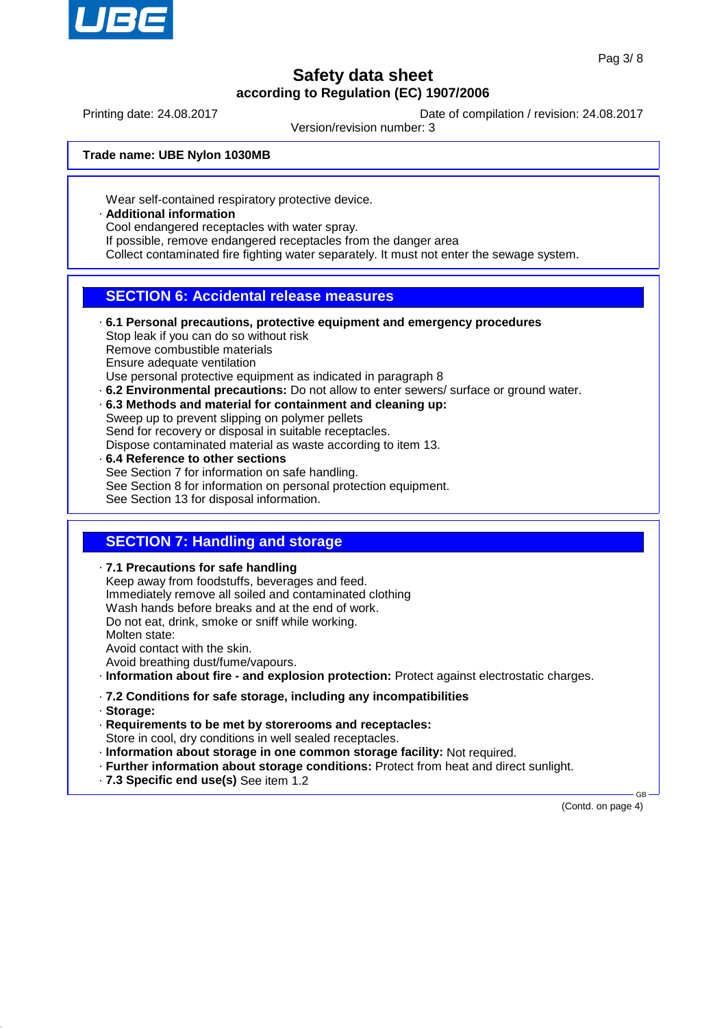Wear self-contained respiratory protective device.

· **Additional information**
Cool endangered receptacles with water spray.
If possible, remove endangered receptacles from the danger area
Collect contaminated fire fighting water separately. It must not enter the sewage system.

## SECTION 6: Accidental release measures

· **6.1 Personal precautions, protective equipment and emergency procedures**
Stop leak if you can do so without risk
Remove combustible materials
Ensure adequate ventilation
Use personal protective equipment as indicated in paragraph 8

· **6.2 Environmental precautions:** Do not allow to enter sewers/ surface or ground water.

· **6.3 Methods and material for containment and cleaning up:**
Sweep up to prevent slipping on polymer pellets
Send for recovery or disposal in suitable receptacles.
Dispose contaminated material as waste according to item 13.

· **6.4 Reference to other sections**
See Section 7 for information on safe handling.
See Section 8 for information on personal protection equipment.
See Section 13 for disposal information.

## SECTION 7: Handling and storage

· **7.1 Precautions for safe handling**
Keep away from foodstuffs, beverages and feed.
Immediately remove all soiled and contaminated clothing
Wash hands before breaks and at the end of work.
Do not eat, drink, smoke or sniff while working.
Molten state:
Avoid contact with the skin.
Avoid breathing dust/fume/vapours.

· **Information about fire - and explosion protection:** Protect against electrostatic charges.

· **7.2 Conditions for safe storage, including any incompatibilities**

· **Storage:**

· **Requirements to be met by storerooms and receptacles:**
Store in cool, dry conditions in well sealed receptacles.

· **Information about storage in one common storage facility:** Not required.

· **Further information about storage conditions:** Protect from heat and direct sunlight.

· **7.3 Specific end use(s)** See item 1.2

(Contd. on page 4)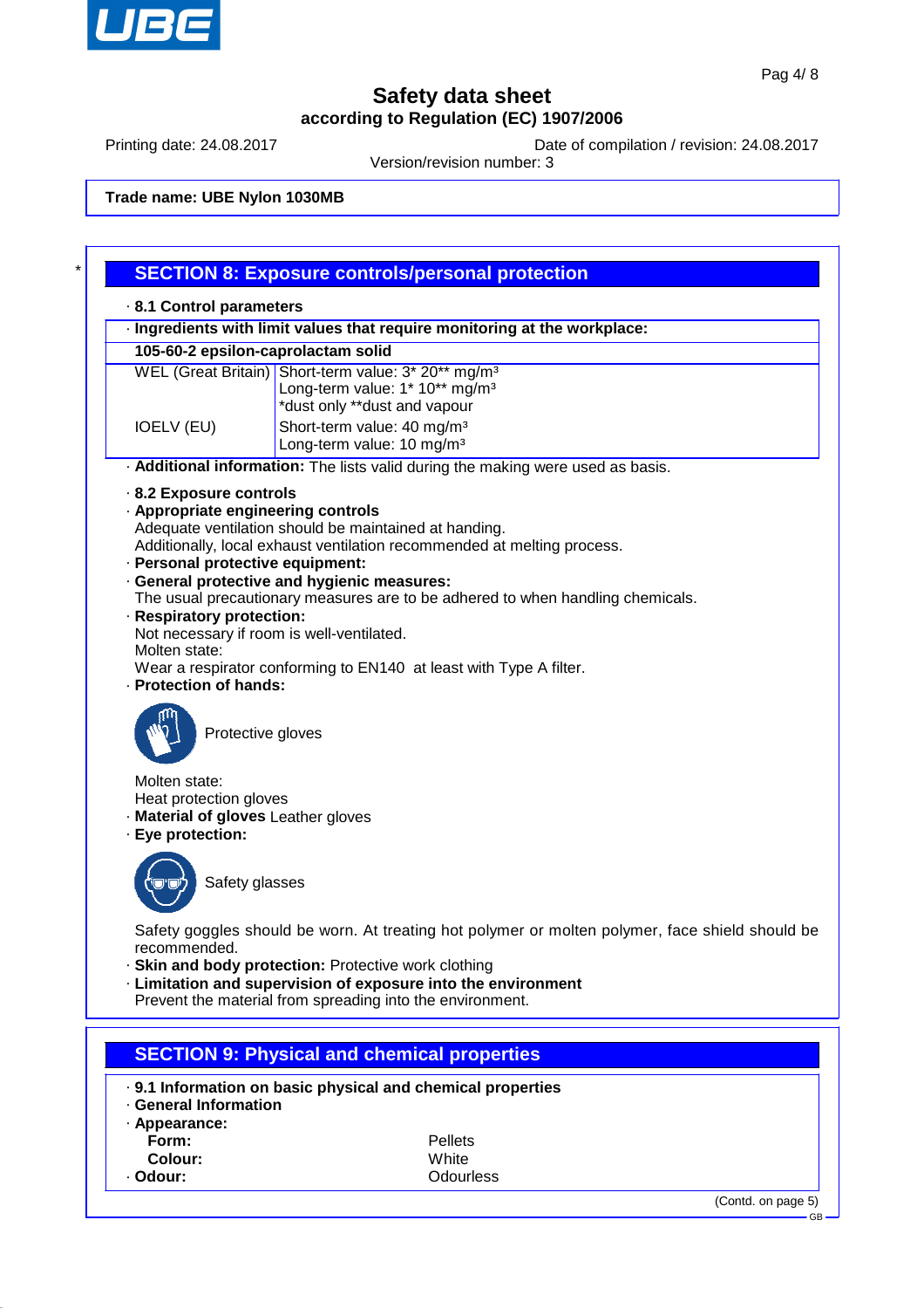**Safety data sheet**
**according to Regulation (EC) 1907/2006**

Printing date: 24.08.2017 | Date of compilation / revision: 24.08.2017
Version/revision number: 3

**Trade name: UBE Nylon 1030MB**

## SECTION 8: Exposure controls/personal protection

· **8.1 Control parameters**

| · **Ingredients with limit values that require monitoring at the workplace:** | |
|---|---|
| **105-60-2 epsilon-caprolactam solid** | |
| WEL (Great Britain) | Short-term value: 3* 20** mg/m³<br>Long-term value: 1* 10** mg/m³<br>*dust only **dust and vapour |
| IOELV (EU) | Short-term value: 40 mg/m³<br>Long-term value: 10 mg/m³ |

· **Additional information:** The lists valid during the making were used as basis.

· **8.2 Exposure controls**
· **Appropriate engineering controls**
Adequate ventilation should be maintained at handing.
Additionally, local exhaust ventilation recommended at melting process.
· **Personal protective equipment:**
· **General protective and hygienic measures:**
The usual precautionary measures are to be adhered to when handling chemicals.
· **Respiratory protection:**
Not necessary if room is well-ventilated.
Molten state:
Wear a respirator conforming to EN140 at least with Type A filter.
· **Protection of hands:**

Protective gloves

Molten state:
Heat protection gloves
· **Material of gloves** Leather gloves
· **Eye protection:**

Safety glasses

Safety goggles should be worn. At treating hot polymer or molten polymer, face shield should be recommended.
· **Skin and body protection:** Protective work clothing
· **Limitation and supervision of exposure into the environment**
Prevent the material from spreading into the environment.

## SECTION 9: Physical and chemical properties

· **9.1 Information on basic physical and chemical properties**
· **General Information**
· **Appearance:**

| | |
|---|---|
| **Form:** | Pellets |
| **Colour:** | White |
| · **Odour:** | Odourless |

(Contd. on page 5)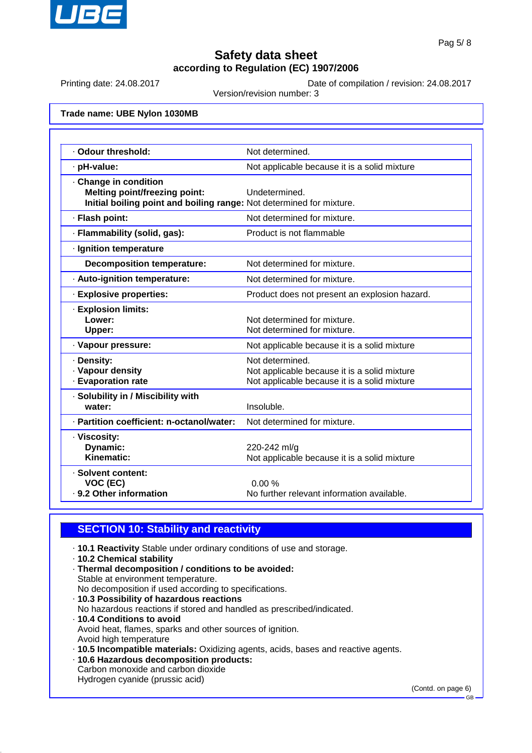# Safety data sheet
## according to Regulation (EC) 1907/2006

Printing date: 24.08.2017 | Date of compilation / revision: 24.08.2017
Version/revision number: 3

**Trade name: UBE Nylon 1030MB**

| Property | Value |
|---|---|
| · **Odour threshold:** | Not determined. |
| · **pH-value:** | Not applicable because it is a solid mixture |
| · **Change in condition** | |
| **Melting point/freezing point:** | Undetermined. |
| **Initial boiling point and boiling range:** | Not determined for mixture. |
| · **Flash point:** | Not determined for mixture. |
| · **Flammability (solid, gas):** | Product is not flammable |
| · **Ignition temperature** | |
| **Decomposition temperature:** | Not determined for mixture. |
| · **Auto-ignition temperature:** | Not determined for mixture. |
| · **Explosive properties:** | Product does not present an explosion hazard. |
| · **Explosion limits:** | |
| **Lower:** | Not determined for mixture. |
| **Upper:** | Not determined for mixture. |
| · **Vapour pressure:** | Not applicable because it is a solid mixture |
| · **Density:** | Not determined. |
| · **Vapour density** | Not applicable because it is a solid mixture |
| · **Evaporation rate** | Not applicable because it is a solid mixture |
| · **Solubility in / Miscibility with** | |
| **water:** | Insoluble. |
| · **Partition coefficient: n-octanol/water:** | Not determined for mixture. |
| · **Viscosity:** | |
| **Dynamic:** | 220-242 ml/g |
| **Kinematic:** | Not applicable because it is a solid mixture |
| · **Solvent content:** | |
| **VOC (EC)** | 0.00 % |
| · **9.2 Other information** | No further relevant information available. |

## SECTION 10: Stability and reactivity

· **10.1 Reactivity** Stable under ordinary conditions of use and storage.
· **10.2 Chemical stability**
· **Thermal decomposition / conditions to be avoided:**
Stable at environment temperature.
No decomposition if used according to specifications.
· **10.3 Possibility of hazardous reactions**
No hazardous reactions if stored and handled as prescribed/indicated.
· **10.4 Conditions to avoid**
Avoid heat, flames, sparks and other sources of ignition.
Avoid high temperature
· **10.5 Incompatible materials:** Oxidizing agents, acids, bases and reactive agents.
· **10.6 Hazardous decomposition products:**
Carbon monoxide and carbon dioxide
Hydrogen cyanide (prussic acid)

(Contd. on page 6)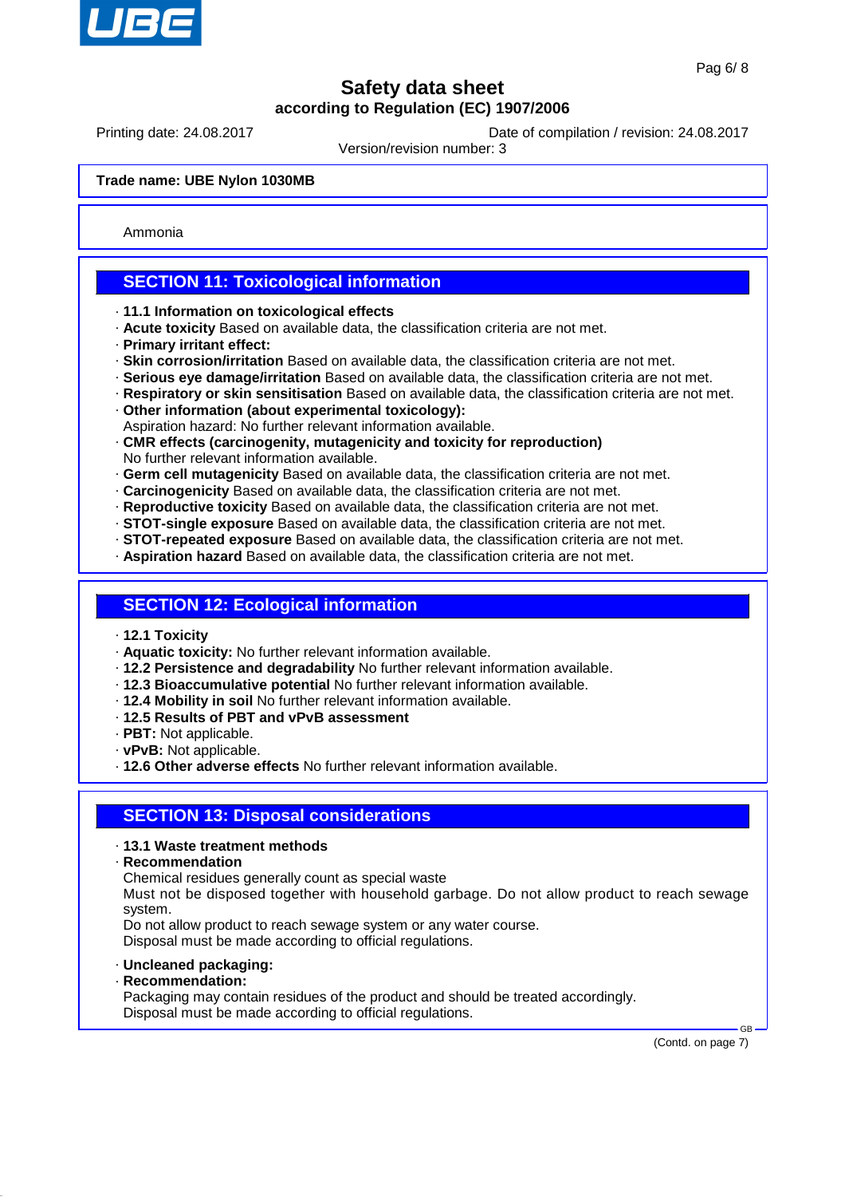Trade name: UBE Nylon 1030MB

Ammonia

## SECTION 11: Toxicological information

- **11.1 Information on toxicological effects**
- **Acute toxicity** Based on available data, the classification criteria are not met.
- **Primary irritant effect:**
- **Skin corrosion/irritation** Based on available data, the classification criteria are not met.
- **Serious eye damage/irritation** Based on available data, the classification criteria are not met.
- **Respiratory or skin sensitisation** Based on available data, the classification criteria are not met.
- **Other information (about experimental toxicology):**
  Aspiration hazard: No further relevant information available.
- **CMR effects (carcinogenity, mutagenicity and toxicity for reproduction)**
  No further relevant information available.
- **Germ cell mutagenicity** Based on available data, the classification criteria are not met.
- **Carcinogenicity** Based on available data, the classification criteria are not met.
- **Reproductive toxicity** Based on available data, the classification criteria are not met.
- **STOT-single exposure** Based on available data, the classification criteria are not met.
- **STOT-repeated exposure** Based on available data, the classification criteria are not met.
- **Aspiration hazard** Based on available data, the classification criteria are not met.

## SECTION 12: Ecological information

- **12.1 Toxicity**
- **Aquatic toxicity:** No further relevant information available.
- **12.2 Persistence and degradability** No further relevant information available.
- **12.3 Bioaccumulative potential** No further relevant information available.
- **12.4 Mobility in soil** No further relevant information available.
- **12.5 Results of PBT and vPvB assessment**
- **PBT:** Not applicable.
- **vPvB:** Not applicable.
- **12.6 Other adverse effects** No further relevant information available.

## SECTION 13: Disposal considerations

- **13.1 Waste treatment methods**
- **Recommendation**
  Chemical residues generally count as special waste
  Must not be disposed together with household garbage. Do not allow product to reach sewage system.
  Do not allow product to reach sewage system or any water course.
  Disposal must be made according to official regulations.

- **Uncleaned packaging:**
- **Recommendation:**
  Packaging may contain residues of the product and should be treated accordingly.
  Disposal must be made according to official regulations.

(Contd. on page 7)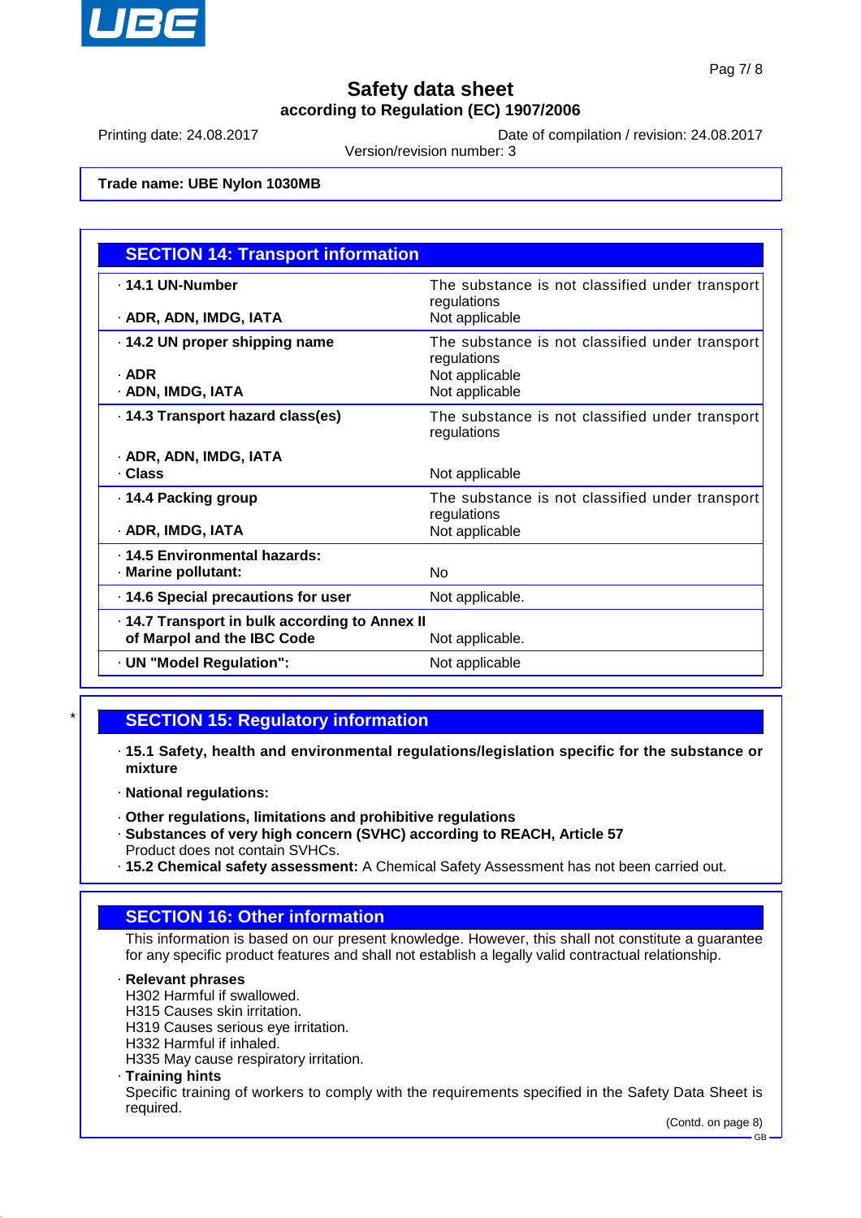## Safety data sheet
### according to Regulation (EC) 1907/2006

Printing date: 24.08.2017 Date of compilation / revision: 24.08.2017
Version/revision number: 3

**Trade name: UBE Nylon 1030MB**

## SECTION 14: Transport information

| | |
|---|---|
| · **14.1 UN-Number** | The substance is not classified under transport regulations |
| · **ADR, ADN, IMDG, IATA** | Not applicable |
| · **14.2 UN proper shipping name** | The substance is not classified under transport regulations |
| · **ADR** | Not applicable |
| · **ADN, IMDG, IATA** | Not applicable |
| · **14.3 Transport hazard class(es)** | The substance is not classified under transport regulations |
| · **ADR, ADN, IMDG, IATA** | |
| · **Class** | Not applicable |
| · **14.4 Packing group** | The substance is not classified under transport regulations |
| · **ADR, IMDG, IATA** | Not applicable |
| · **14.5 Environmental hazards:** | |
| · **Marine pollutant:** | No |
| · **14.6 Special precautions for user** | Not applicable. |
| · **14.7 Transport in bulk according to Annex II of Marpol and the IBC Code** | Not applicable. |
| · **UN "Model Regulation":** | Not applicable |

## SECTION 15: Regulatory information

· **15.1 Safety, health and environmental regulations/legislation specific for the substance or mixture**

· **National regulations:**

· **Other regulations, limitations and prohibitive regulations**
· **Substances of very high concern (SVHC) according to REACH, Article 57**
Product does not contain SVHCs.
· **15.2 Chemical safety assessment:** A Chemical Safety Assessment has not been carried out.

## SECTION 16: Other information

This information is based on our present knowledge. However, this shall not constitute a guarantee for any specific product features and shall not establish a legally valid contractual relationship.

· **Relevant phrases**
H302 Harmful if swallowed.
H315 Causes skin irritation.
H319 Causes serious eye irritation.
H332 Harmful if inhaled.
H335 May cause respiratory irritation.
· **Training hints**
Specific training of workers to comply with the requirements specified in the Safety Data Sheet is required.

(Contd. on page 8)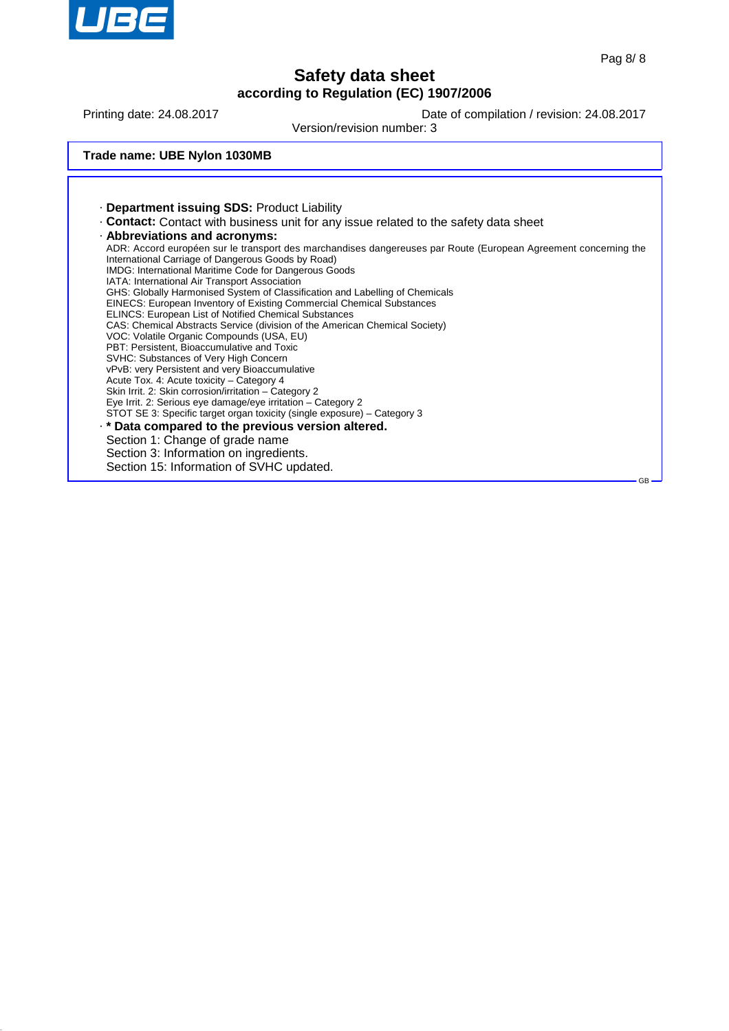# Safety data sheet
## according to Regulation (EC) 1907/2006

Printing date: 24.08.2017 | Date of compilation / revision: 24.08.2017

Version/revision number: 3

**Trade name: UBE Nylon 1030MB**

· **Department issuing SDS:** Product Liability

· **Contact:** Contact with business unit for any issue related to the safety data sheet

· **Abbreviations and acronyms:**

ADR: Accord européen sur le transport des marchandises dangereuses par Route (European Agreement concerning the International Carriage of Dangerous Goods by Road)
IMDG: International Maritime Code for Dangerous Goods
IATA: International Air Transport Association
GHS: Globally Harmonised System of Classification and Labelling of Chemicals
EINECS: European Inventory of Existing Commercial Chemical Substances
ELINCS: European List of Notified Chemical Substances
CAS: Chemical Abstracts Service (division of the American Chemical Society)
VOC: Volatile Organic Compounds (USA, EU)
PBT: Persistent, Bioaccumulative and Toxic
SVHC: Substances of Very High Concern
vPvB: very Persistent and very Bioaccumulative
Acute Tox. 4: Acute toxicity – Category 4
Skin Irrit. 2: Skin corrosion/irritation – Category 2
Eye Irrit. 2: Serious eye damage/eye irritation – Category 2
STOT SE 3: Specific target organ toxicity (single exposure) – Category 3

· **\* Data compared to the previous version altered.**

Section 1: Change of grade name
Section 3: Information on ingredients.
Section 15: Information of SVHC updated.

GB